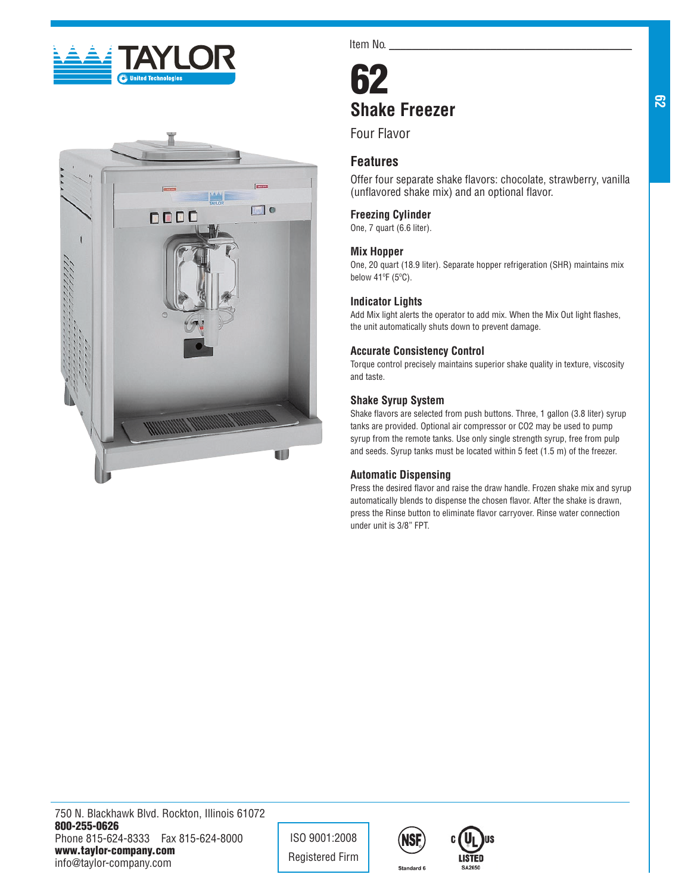Item No. ___________________________

# 62

## Shake Freezer

Four Flavor

### Features

Offer four separate shake flavors: chocolate, strawberry, vanilla (unflavored shake mix) and an optional flavor.

#### Freezing Cylinder

One, 7 quart (6.6 liter).

#### Mix Hopper

One, 20 quart (18.9 liter). Separate hopper refrigeration (SHR) maintains mix below 41ºF (5ºC).

#### Indicator Lights

Add Mix light alerts the operator to add mix. When the Mix Out light flashes, the unit automatically shuts down to prevent damage.

#### Accurate Consistency Control

Torque control precisely maintains superior shake quality in texture, viscosity and taste.

#### Shake Syrup System

Shake flavors are selected from push buttons. Three, 1 gallon (3.8 liter) syrup tanks are provided. Optional air compressor or $CO_2$ may be used to pump syrup from the remote tanks. Use only single strength syrup, free from pulp and seeds. Syrup tanks must be located within 5 feet (1.5 m) of the freezer.

#### Automatic Dispensing

Press the desired flavor and raise the draw handle. Frozen shake mix and syrup automatically blends to dispense the chosen flavor. After the shake is drawn, press the Rinse button to eliminate flavor carryover. Rinse water connection under unit is 3/8" FPT.

750 N. Blackhawk Blvd. Rockton, Illinois 61072
**800-255-0626**
Phone 815-624-8333  Fax 815-624-8000
**www.taylor-company.com**
info@taylor-company.com

ISO 9001:2008
Registered Firm

NSF Standard 6

c UL us LISTED SA2650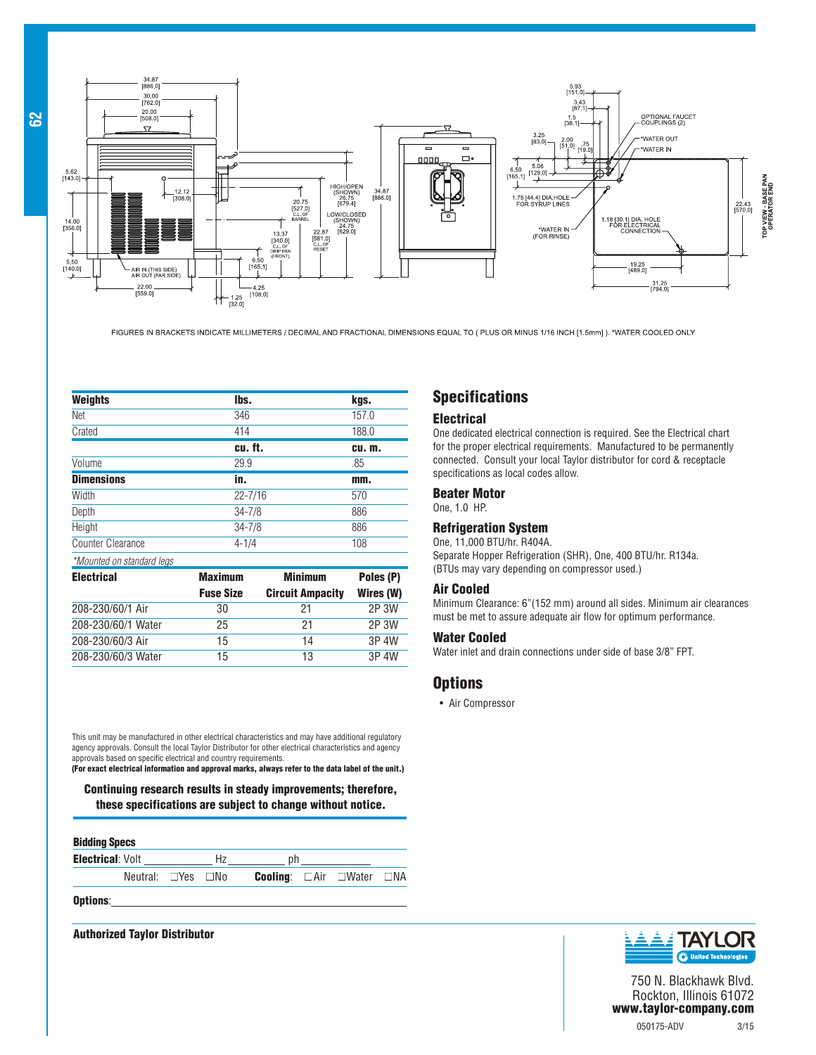34.87 [886.0]
30.00 [762.0]
20.00 [508.0]
5.62 [143.0]
12.12 [308.0]
14.00 [356.0]
5.50 [140.0]
AIR IN (THIS SIDE)
AIR OUT (FAR SIDE)
22.00 [559.0]
1.25 [32.0]
4.25 [108.0]
6.50 [165.1]
13.37 [340.0] C.L. OF DRIP PAN (FRONT)
20.75 [527.0] C.L. OF BARREL
22.87 [581.0] C.L. OF RESET
HIGH/OPEN (SHOWN) 26.75 [679.4]
LOW/CLOSED (SHOWN) 24.75 [629.0]
34.87 [886.0]

5.93 [151.0]
3.43 [87.1]
1.5 [38.1]
3.25 [83.0]
2.00 [51.0]
.75 [19.0]
5.06 [129.0]
6.50 [165.1]
OPTIONAL FAUCET COUPLINGS (2)
*WATER OUT
*WATER IN
1.75 [44.4] DIA.HOLE FOR SYRUP LINES
*WATER IN (FOR RINSE)
1.18 [30.1] DIA. HOLE FOR ELECTRICAL CONNECTION
22.43 [570.0]
19.25 [489.0]
31.25 [794.0]
TOP VIEW - BASE PAN OPERATOR END

FIGURES IN BRACKETS INDICATE MILLIMETERS / DECIMAL AND FRACTIONAL DIMENSIONS EQUAL TO ( PLUS OR MINUS 1/16 INCH [1.5mm] ). *WATER COOLED ONLY

| Weights | lbs. | kgs. |
|---|---|---|
| Net | 346 | 157.0 |
| Crated | 414 | 188.0 |
| | **cu. ft.** | **cu. m.** |
| Volume | 29.9 | .85 |
| **Dimensions** | **in.** | **mm.** |
| Width | 22-7/16 | 570 |
| Depth | 34-7/8 | 886 |
| Height | 34-7/8 | 886 |
| Counter Clearance | 4-1/4 | 108 |

*\*Mounted on standard legs*

| Electrical | Maximum Fuse Size | Minimum Circuit Ampacity | Poles (P) Wires (W) |
|---|---|---|---|
| 208-230/60/1 Air | 30 | 21 | 2P 3W |
| 208-230/60/1 Water | 25 | 21 | 2P 3W |
| 208-230/60/3 Air | 15 | 14 | 3P 4W |
| 208-230/60/3 Water | 15 | 13 | 3P 4W |

This unit may be manufactured in other electrical characteristics and may have additional regulatory agency approvals. Consult the local Taylor Distributor for other electrical characteristics and agency approvals based on specific electrical and country requirements.
**(For exact electrical information and approval marks, always refer to the data label of the unit.)**

**Continuing research results in steady improvements; therefore, these specifications are subject to change without notice.**

**Bidding Specs**

**Electrical**: Volt ____________ Hz ____________ ph ____________

Neutral: ☐Yes ☐No **Cooling**: ☐Air ☐Water ☐NA

**Options**: ________________________________

**Authorized Taylor Distributor**

## Specifications

### Electrical

One dedicated electrical connection is required. See the Electrical chart for the proper electrical requirements. Manufactured to be permanently connected. Consult your local Taylor distributor for cord & receptacle specifications as local codes allow.

### Beater Motor

One, 1.0 HP.

### Refrigeration System

One, 11,000 BTU/hr. R404A.
Separate Hopper Refrigeration (SHR), One, 400 BTU/hr. R134a.
(BTUs may vary depending on compressor used.)

### Air Cooled

Minimum Clearance: 6"(152 mm) around all sides. Minimum air clearances must be met to assure adequate air flow for optimum performance.

### Water Cooled

Water inlet and drain connections under side of base 3/8" FPT.

## Options

- Air Compressor

TAYLOR
United Technologies

750 N. Blackhawk Blvd.
Rockton, Illinois 61072
**www.taylor-company.com**

050175-ADV 3/15